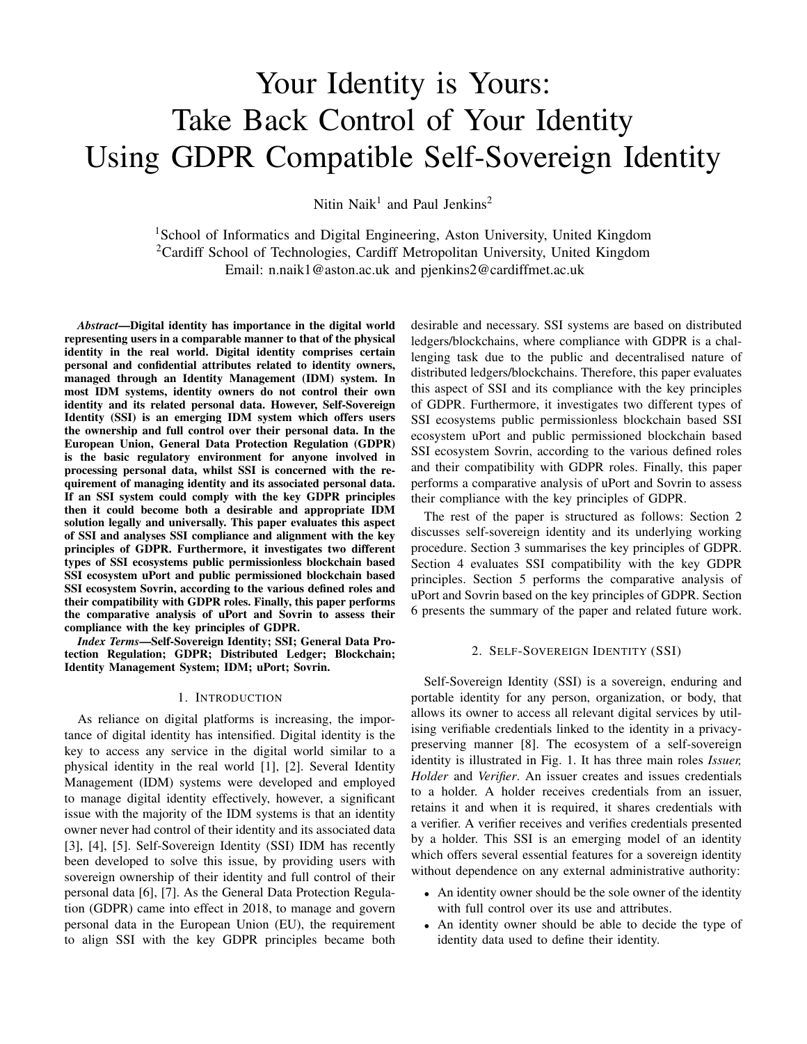# Your Identity is Yours: Take Back Control of Your Identity Using GDPR Compatible Self-Sovereign Identity

Nitin Naik[1] and Paul Jenkins[2]

[1]School of Informatics and Digital Engineering, Aston University, United Kingdom
[2]Cardiff School of Technologies, Cardiff Metropolitan University, United Kingdom
Email: n.naik1@aston.ac.uk and pjenkins2@cardiffmet.ac.uk

***Abstract*—Digital identity has importance in the digital world representing users in a comparable manner to that of the physical identity in the real world. Digital identity comprises certain personal and confidential attributes related to identity owners, managed through an Identity Management (IDM) system. In most IDM systems, identity owners do not control their own identity and its related personal data. However, Self-Sovereign Identity (SSI) is an emerging IDM system which offers users the ownership and full control over their personal data. In the European Union, General Data Protection Regulation (GDPR) is the basic regulatory environment for anyone involved in processing personal data, whilst SSI is concerned with the requirement of managing identity and its associated personal data. If an SSI system could comply with the key GDPR principles then it could become both a desirable and appropriate IDM solution legally and universally. This paper evaluates this aspect of SSI and analyses SSI compliance and alignment with the key principles of GDPR. Furthermore, it investigates two different types of SSI ecosystems public permissionless blockchain based SSI ecosystem uPort and public permissioned blockchain based SSI ecosystem Sovrin, according to the various defined roles and their compatibility with GDPR roles. Finally, this paper performs the comparative analysis of uPort and Sovrin to assess their compliance with the key principles of GDPR.**

***Index Terms*—Self-Sovereign Identity; SSI; General Data Protection Regulation; GDPR; Distributed Ledger; Blockchain; Identity Management System; IDM; uPort; Sovrin.**

## 1. Introduction

As reliance on digital platforms is increasing, the importance of digital identity has intensified. Digital identity is the key to access any service in the digital world similar to a physical identity in the real world [1], [2]. Several Identity Management (IDM) systems were developed and employed to manage digital identity effectively, however, a significant issue with the majority of the IDM systems is that an identity owner never had control of their identity and its associated data [3], [4], [5]. Self-Sovereign Identity (SSI) IDM has recently been developed to solve this issue, by providing users with sovereign ownership of their identity and full control of their personal data [6], [7]. As the General Data Protection Regulation (GDPR) came into effect in 2018, to manage and govern personal data in the European Union (EU), the requirement to align SSI with the key GDPR principles became both desirable and necessary. SSI systems are based on distributed ledgers/blockchains, where compliance with GDPR is a challenging task due to the public and decentralised nature of distributed ledgers/blockchains. Therefore, this paper evaluates this aspect of SSI and its compliance with the key principles of GDPR. Furthermore, it investigates two different types of SSI ecosystems public permissionless blockchain based SSI ecosystem uPort and public permissioned blockchain based SSI ecosystem Sovrin, according to the various defined roles and their compatibility with GDPR roles. Finally, this paper performs a comparative analysis of uPort and Sovrin to assess their compliance with the key principles of GDPR.

The rest of the paper is structured as follows: Section 2 discusses self-sovereign identity and its underlying working procedure. Section 3 summarises the key principles of GDPR. Section 4 evaluates SSI compatibility with the key GDPR principles. Section 5 performs the comparative analysis of uPort and Sovrin based on the key principles of GDPR. Section 6 presents the summary of the paper and related future work.

## 2. Self-Sovereign Identity (SSI)

Self-Sovereign Identity (SSI) is a sovereign, enduring and portable identity for any person, organization, or body, that allows its owner to access all relevant digital services by utilising verifiable credentials linked to the identity in a privacy-preserving manner [8]. The ecosystem of a self-sovereign identity is illustrated in Fig. 1. It has three main roles *Issuer, Holder* and *Verifier*. An issuer creates and issues credentials to a holder. A holder receives credentials from an issuer, retains it and when it is required, it shares credentials with a verifier. A verifier receives and verifies credentials presented by a holder. This SSI is an emerging model of an identity which offers several essential features for a sovereign identity without dependence on any external administrative authority:

- An identity owner should be the sole owner of the identity with full control over its use and attributes.
- An identity owner should be able to decide the type of identity data used to define their identity.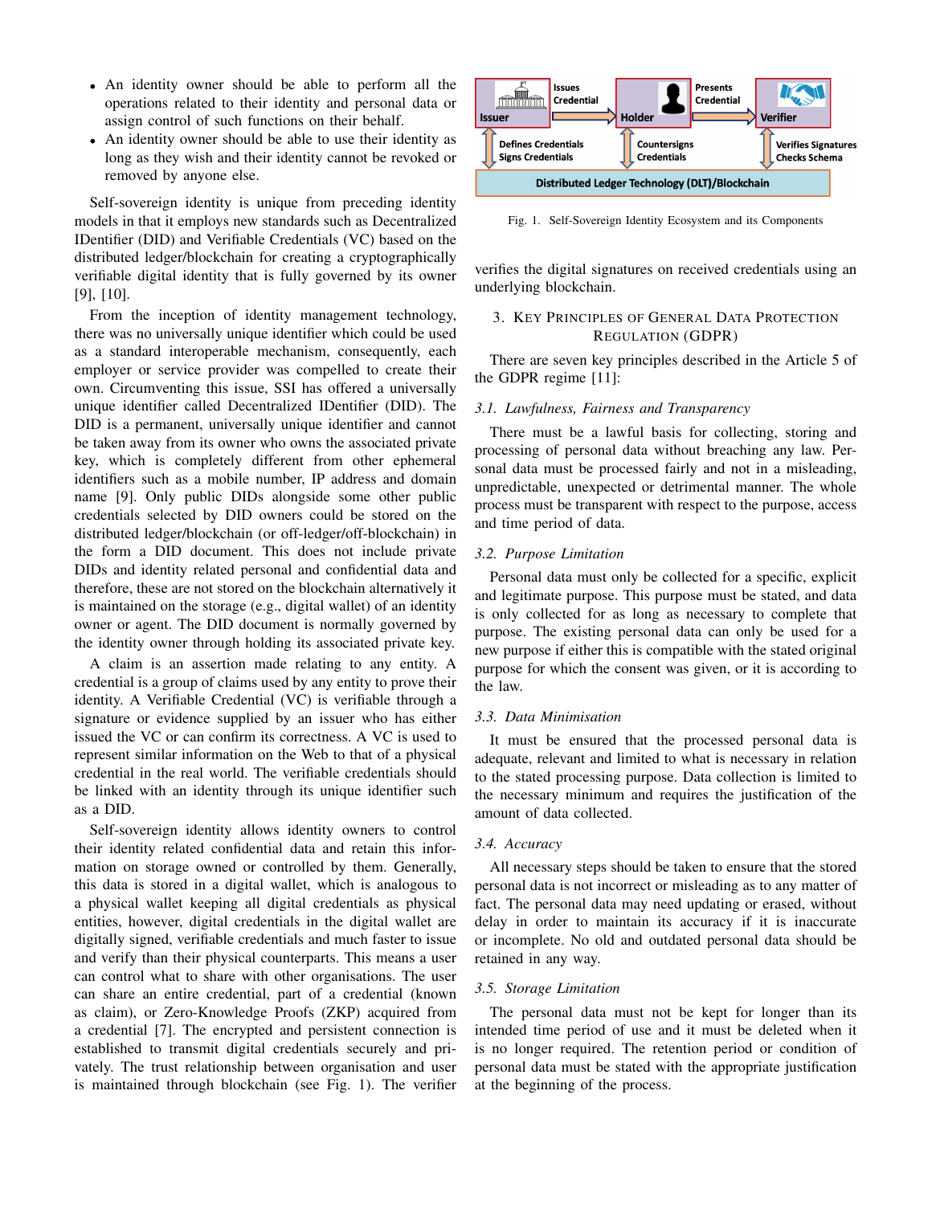- An identity owner should be able to perform all the operations related to their identity and personal data or assign control of such functions on their behalf.
- An identity owner should be able to use their identity as long as they wish and their identity cannot be revoked or removed by anyone else.

Self-sovereign identity is unique from preceding identity models in that it employs new standards such as Decentralized IDentifier (DID) and Verifiable Credentials (VC) based on the distributed ledger/blockchain for creating a cryptographically verifiable digital identity that is fully governed by its owner [9], [10].

From the inception of identity management technology, there was no universally unique identifier which could be used as a standard interoperable mechanism, consequently, each employer or service provider was compelled to create their own. Circumventing this issue, SSI has offered a universally unique identifier called Decentralized IDentifier (DID). The DID is a permanent, universally unique identifier and cannot be taken away from its owner who owns the associated private key, which is completely different from other ephemeral identifiers such as a mobile number, IP address and domain name [9]. Only public DIDs alongside some other public credentials selected by DID owners could be stored on the distributed ledger/blockchain (or off-ledger/off-blockchain) in the form a DID document. This does not include private DIDs and identity related personal and confidential data and therefore, these are not stored on the blockchain alternatively it is maintained on the storage (e.g., digital wallet) of an identity owner or agent. The DID document is normally governed by the identity owner through holding its associated private key.

A claim is an assertion made relating to any entity. A credential is a group of claims used by any entity to prove their identity. A Verifiable Credential (VC) is verifiable through a signature or evidence supplied by an issuer who has either issued the VC or can confirm its correctness. A VC is used to represent similar information on the Web to that of a physical credential in the real world. The verifiable credentials should be linked with an identity through its unique identifier such as a DID.

Self-sovereign identity allows identity owners to control their identity related confidential data and retain this information on storage owned or controlled by them. Generally, this data is stored in a digital wallet, which is analogous to a physical wallet keeping all digital credentials as physical entities, however, digital credentials in the digital wallet are digitally signed, verifiable credentials and much faster to issue and verify than their physical counterparts. This means a user can control what to share with other organisations. The user can share an entire credential, part of a credential (known as claim), or Zero-Knowledge Proofs (ZKP) acquired from a credential [7]. The encrypted and persistent connection is established to transmit digital credentials securely and privately. The trust relationship between organisation and user is maintained through blockchain (see Fig. 1). The verifier verifies the digital signatures on received credentials using an underlying blockchain.

Fig. 1. Self-Sovereign Identity Ecosystem and its Components

## 3. Key Principles of General Data Protection Regulation (GDPR)

There are seven key principles described in the Article 5 of the GDPR regime [11]:

### 3.1. Lawfulness, Fairness and Transparency

There must be a lawful basis for collecting, storing and processing of personal data without breaching any law. Personal data must be processed fairly and not in a misleading, unpredictable, unexpected or detrimental manner. The whole process must be transparent with respect to the purpose, access and time period of data.

### 3.2. Purpose Limitation

Personal data must only be collected for a specific, explicit and legitimate purpose. This purpose must be stated, and data is only collected for as long as necessary to complete that purpose. The existing personal data can only be used for a new purpose if either this is compatible with the stated original purpose for which the consent was given, or it is according to the law.

### 3.3. Data Minimisation

It must be ensured that the processed personal data is adequate, relevant and limited to what is necessary in relation to the stated processing purpose. Data collection is limited to the necessary minimum and requires the justification of the amount of data collected.

### 3.4. Accuracy

All necessary steps should be taken to ensure that the stored personal data is not incorrect or misleading as to any matter of fact. The personal data may need updating or erased, without delay in order to maintain its accuracy if it is inaccurate or incomplete. No old and outdated personal data should be retained in any way.

### 3.5. Storage Limitation

The personal data must not be kept for longer than its intended time period of use and it must be deleted when it is no longer required. The retention period or condition of personal data must be stated with the appropriate justification at the beginning of the process.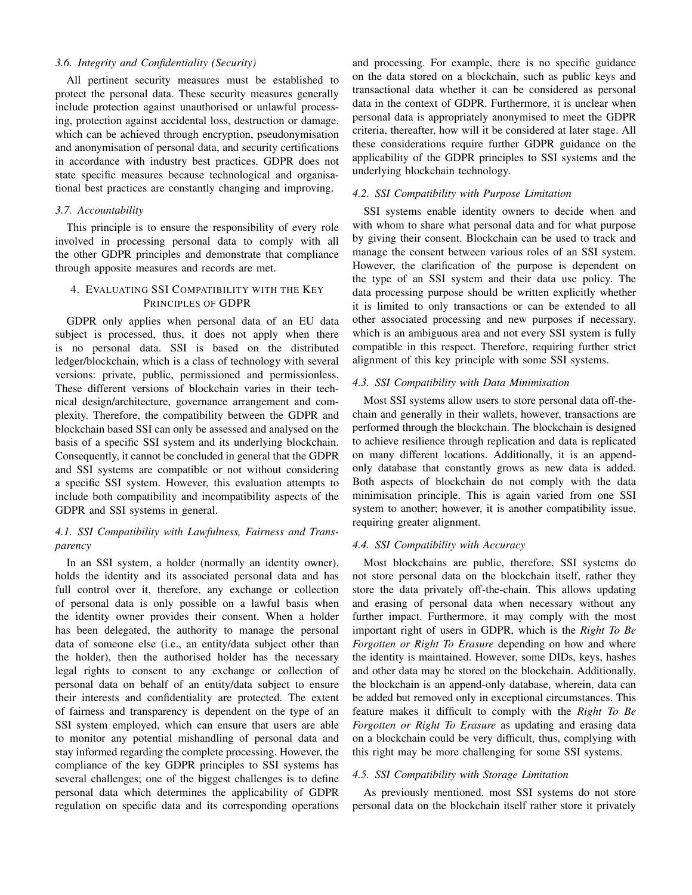### 3.6. Integrity and Confidentiality (Security)

All pertinent security measures must be established to protect the personal data. These security measures generally include protection against unauthorised or unlawful processing, protection against accidental loss, destruction or damage, which can be achieved through encryption, pseudonymisation and anonymisation of personal data, and security certifications in accordance with industry best practices. GDPR does not state specific measures because technological and organisational best practices are constantly changing and improving.

### 3.7. Accountability

This principle is to ensure the responsibility of every role involved in processing personal data to comply with all the other GDPR principles and demonstrate that compliance through apposite measures and records are met.

## 4. Evaluating SSI Compatibility with the Key Principles of GDPR

GDPR only applies when personal data of an EU data subject is processed, thus, it does not apply when there is no personal data. SSI is based on the distributed ledger/blockchain, which is a class of technology with several versions: private, public, permissioned and permissionless. These different versions of blockchain varies in their technical design/architecture, governance arrangement and complexity. Therefore, the compatibility between the GDPR and blockchain based SSI can only be assessed and analysed on the basis of a specific SSI system and its underlying blockchain. Consequently, it cannot be concluded in general that the GDPR and SSI systems are compatible or not without considering a specific SSI system. However, this evaluation attempts to include both compatibility and incompatibility aspects of the GDPR and SSI systems in general.

### 4.1. SSI Compatibility with Lawfulness, Fairness and Transparency

In an SSI system, a holder (normally an identity owner), holds the identity and its associated personal data and has full control over it, therefore, any exchange or collection of personal data is only possible on a lawful basis when the identity owner provides their consent. When a holder has been delegated, the authority to manage the personal data of someone else (i.e., an entity/data subject other than the holder), then the authorised holder has the necessary legal rights to consent to any exchange or collection of personal data on behalf of an entity/data subject to ensure their interests and confidentiality are protected. The extent of fairness and transparency is dependent on the type of an SSI system employed, which can ensure that users are able to monitor any potential mishandling of personal data and stay informed regarding the complete processing. However, the compliance of the key GDPR principles to SSI systems has several challenges; one of the biggest challenges is to define personal data which determines the applicability of GDPR regulation on specific data and its corresponding operations and processing. For example, there is no specific guidance on the data stored on a blockchain, such as public keys and transactional data whether it can be considered as personal data in the context of GDPR. Furthermore, it is unclear when personal data is appropriately anonymised to meet the GDPR criteria, thereafter, how will it be considered at later stage. All these considerations require further GDPR guidance on the applicability of the GDPR principles to SSI systems and the underlying blockchain technology.

### 4.2. SSI Compatibility with Purpose Limitation

SSI systems enable identity owners to decide when and with whom to share what personal data and for what purpose by giving their consent. Blockchain can be used to track and manage the consent between various roles of an SSI system. However, the clarification of the purpose is dependent on the type of an SSI system and their data use policy. The data processing purpose should be written explicitly whether it is limited to only transactions or can be extended to all other associated processing and new purposes if necessary, which is an ambiguous area and not every SSI system is fully compatible in this respect. Therefore, requiring further strict alignment of this key principle with some SSI systems.

### 4.3. SSI Compatibility with Data Minimisation

Most SSI systems allow users to store personal data off-the-chain and generally in their wallets, however, transactions are performed through the blockchain. The blockchain is designed to achieve resilience through replication and data is replicated on many different locations. Additionally, it is an append-only database that constantly grows as new data is added. Both aspects of blockchain do not comply with the data minimisation principle. This is again varied from one SSI system to another; however, it is another compatibility issue, requiring greater alignment.

### 4.4. SSI Compatibility with Accuracy

Most blockchains are public, therefore, SSI systems do not store personal data on the blockchain itself, rather they store the data privately off-the-chain. This allows updating and erasing of personal data when necessary without any further impact. Furthermore, it may comply with the most important right of users in GDPR, which is the *Right To Be Forgotten or Right To Erasure* depending on how and where the identity is maintained. However, some DIDs, keys, hashes and other data may be stored on the blockchain. Additionally, the blockchain is an append-only database, wherein, data can be added but removed only in exceptional circumstances. This feature makes it difficult to comply with the *Right To Be Forgotten or Right To Erasure* as updating and erasing data on a blockchain could be very difficult, thus, complying with this right may be more challenging for some SSI systems.

### 4.5. SSI Compatibility with Storage Limitation

As previously mentioned, most SSI systems do not store personal data on the blockchain itself rather store it privately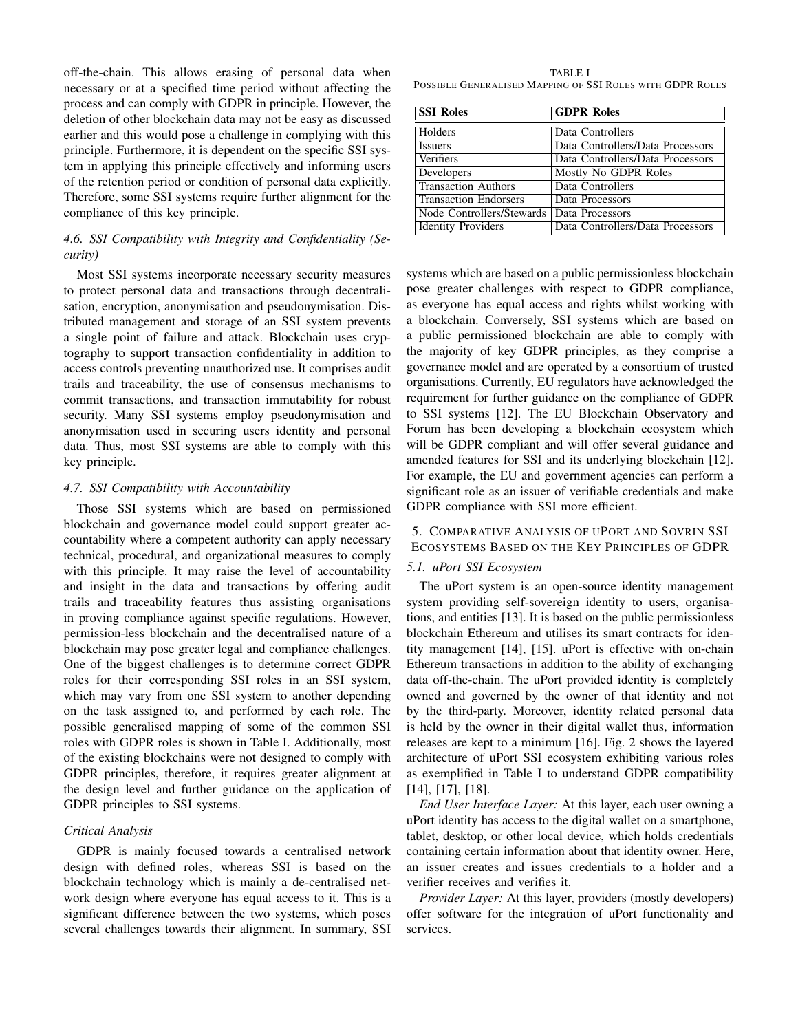off-the-chain. This allows erasing of personal data when necessary or at a specified time period without affecting the process and can comply with GDPR in principle. However, the deletion of other blockchain data may not be easy as discussed earlier and this would pose a challenge in complying with this principle. Furthermore, it is dependent on the specific SSI system in applying this principle effectively and informing users of the retention period or condition of personal data explicitly. Therefore, some SSI systems require further alignment for the compliance of this key principle.

### 4.6. SSI Compatibility with Integrity and Confidentiality (Security)

Most SSI systems incorporate necessary security measures to protect personal data and transactions through decentralisation, encryption, anonymisation and pseudonymisation. Distributed management and storage of an SSI system prevents a single point of failure and attack. Blockchain uses cryptography to support transaction confidentiality in addition to access controls preventing unauthorized use. It comprises audit trails and traceability, the use of consensus mechanisms to commit transactions, and transaction immutability for robust security. Many SSI systems employ pseudonymisation and anonymisation used in securing users identity and personal data. Thus, most SSI systems are able to comply with this key principle.

### 4.7. SSI Compatibility with Accountability

Those SSI systems which are based on permissioned blockchain and governance model could support greater accountability where a competent authority can apply necessary technical, procedural, and organizational measures to comply with this principle. It may raise the level of accountability and insight in the data and transactions by offering audit trails and traceability features thus assisting organisations in proving compliance against specific regulations. However, permission-less blockchain and the decentralised nature of a blockchain may pose greater legal and compliance challenges. One of the biggest challenges is to determine correct GDPR roles for their corresponding SSI roles in an SSI system, which may vary from one SSI system to another depending on the task assigned to, and performed by each role. The possible generalised mapping of some of the common SSI roles with GDPR roles is shown in Table I. Additionally, most of the existing blockchains were not designed to comply with GDPR principles, therefore, it requires greater alignment at the design level and further guidance on the application of GDPR principles to SSI systems.

### Critical Analysis

GDPR is mainly focused towards a centralised network design with defined roles, whereas SSI is based on the blockchain technology which is mainly a de-centralised network design where everyone has equal access to it. This is a significant difference between the two systems, which poses several challenges towards their alignment. In summary, SSI systems which are based on a public permissionless blockchain pose greater challenges with respect to GDPR compliance, as everyone has equal access and rights whilst working with a blockchain. Conversely, SSI systems which are based on a public permissioned blockchain are able to comply with the majority of key GDPR principles, as they comprise a governance model and are operated by a consortium of trusted organisations. Currently, EU regulators have acknowledged the requirement for further guidance on the compliance of GDPR to SSI systems [12]. The EU Blockchain Observatory and Forum has been developing a blockchain ecosystem which will be GDPR compliant and will offer several guidance and amended features for SSI and its underlying blockchain [12]. For example, the EU and government agencies can perform a significant role as an issuer of verifiable credentials and make GDPR compliance with SSI more efficient.

TABLE I
POSSIBLE GENERALISED MAPPING OF SSI ROLES WITH GDPR ROLES

| SSI Roles | GDPR Roles |
|---|---|
| Holders | Data Controllers |
| Issuers | Data Controllers/Data Processors |
| Verifiers | Data Controllers/Data Processors |
| Developers | Mostly No GDPR Roles |
| Transaction Authors | Data Controllers |
| Transaction Endorsers | Data Processors |
| Node Controllers/Stewards | Data Processors |
| Identity Providers | Data Controllers/Data Processors |

## 5. Comparative Analysis of uPort and Sovrin SSI Ecosystems Based on the Key Principles of GDPR

### 5.1. uPort SSI Ecosystem

The uPort system is an open-source identity management system providing self-sovereign identity to users, organisations, and entities [13]. It is based on the public permissionless blockchain Ethereum and utilises its smart contracts for identity management [14], [15]. uPort is effective with on-chain Ethereum transactions in addition to the ability of exchanging data off-the-chain. The uPort provided identity is completely owned and governed by the owner of that identity and not by the third-party. Moreover, identity related personal data is held by the owner in their digital wallet thus, information releases are kept to a minimum [16]. Fig. 2 shows the layered architecture of uPort SSI ecosystem exhibiting various roles as exemplified in Table I to understand GDPR compatibility [14], [17], [18].

*End User Interface Layer:* At this layer, each user owning a uPort identity has access to the digital wallet on a smartphone, tablet, desktop, or other local device, which holds credentials containing certain information about that identity owner. Here, an issuer creates and issues credentials to a holder and a verifier receives and verifies it.

*Provider Layer:* At this layer, providers (mostly developers) offer software for the integration of uPort functionality and services.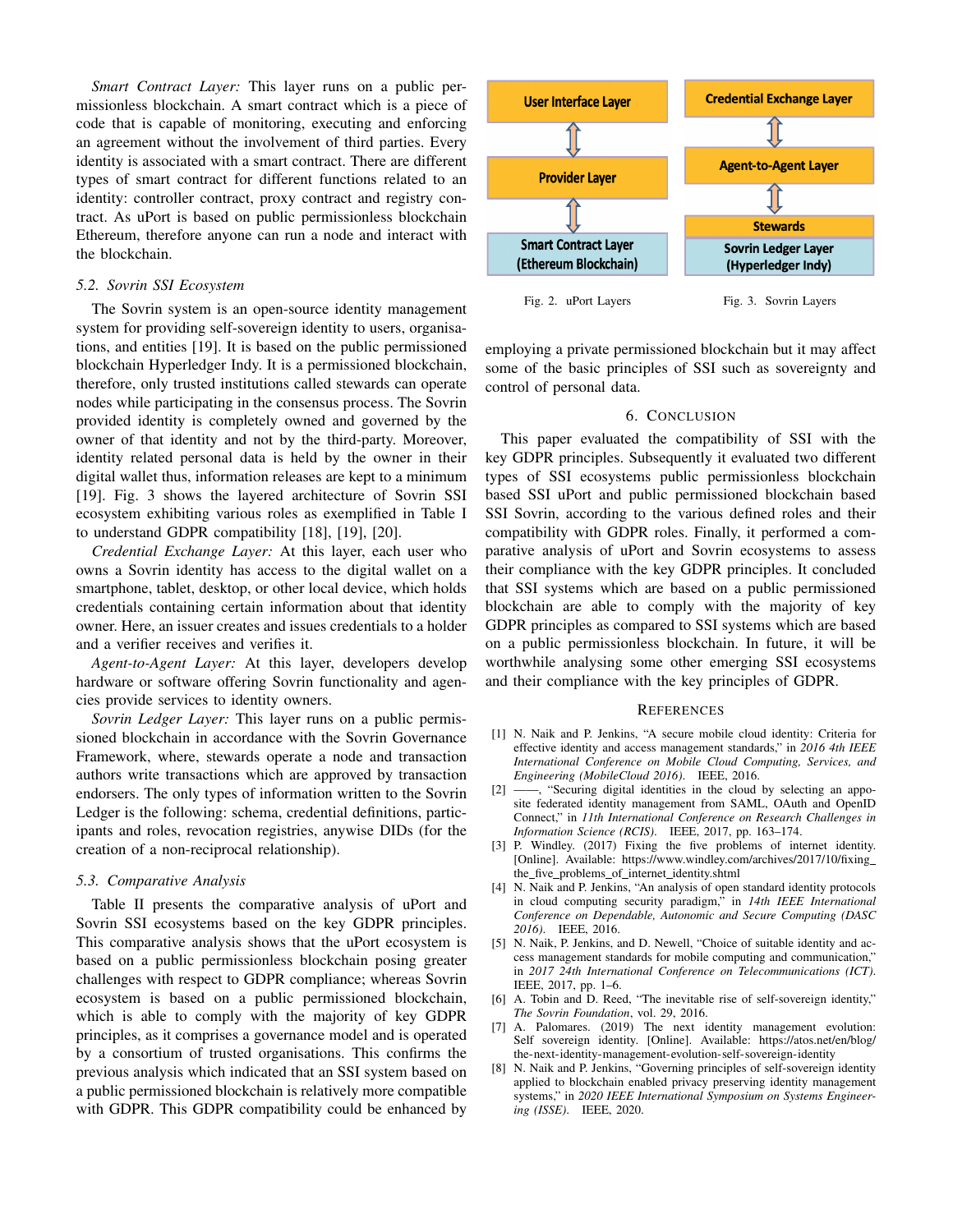*Smart Contract Layer:* This layer runs on a public permissionless blockchain. A smart contract which is a piece of code that is capable of monitoring, executing and enforcing an agreement without the involvement of third parties. Every identity is associated with a smart contract. There are different types of smart contract for different functions related to an identity: controller contract, proxy contract and registry contract. As uPort is based on public permissionless blockchain Ethereum, therefore anyone can run a node and interact with the blockchain.

### 5.2. Sovrin SSI Ecosystem

The Sovrin system is an open-source identity management system for providing self-sovereign identity to users, organisations, and entities [19]. It is based on the public permissioned blockchain Hyperledger Indy. It is a permissioned blockchain, therefore, only trusted institutions called stewards can operate nodes while participating in the consensus process. The Sovrin provided identity is completely owned and governed by the owner of that identity and not by the third-party. Moreover, identity related personal data is held by the owner in their digital wallet thus, information releases are kept to a minimum [19]. Fig. 3 shows the layered architecture of Sovrin SSI ecosystem exhibiting various roles as exemplified in Table I to understand GDPR compatibility [18], [19], [20].

*Credential Exchange Layer:* At this layer, each user who owns a Sovrin identity has access to the digital wallet on a smartphone, tablet, desktop, or other local device, which holds credentials containing certain information about that identity owner. Here, an issuer creates and issues credentials to a holder and a verifier receives and verifies it.

*Agent-to-Agent Layer:* At this layer, developers develop hardware or software offering Sovrin functionality and agencies provide services to identity owners.

*Sovrin Ledger Layer:* This layer runs on a public permissioned blockchain in accordance with the Sovrin Governance Framework, where, stewards operate a node and transaction authors write transactions which are approved by transaction endorsers. The only types of information written to the Sovrin Ledger is the following: schema, credential definitions, participants and roles, revocation registries, anywise DIDs (for the creation of a non-reciprocal relationship).

### 5.3. Comparative Analysis

Table II presents the comparative analysis of uPort and Sovrin SSI ecosystems based on the key GDPR principles. This comparative analysis shows that the uPort ecosystem is based on a public permissionless blockchain posing greater challenges with respect to GDPR compliance; whereas Sovrin ecosystem is based on a public permissioned blockchain, which is able to comply with the majority of key GDPR principles, as it comprises a governance model and is operated by a consortium of trusted organisations. This confirms the previous analysis which indicated that an SSI system based on a public permissioned blockchain is relatively more compatible with GDPR. This GDPR compatibility could be enhanced by employing a private permissioned blockchain but it may affect some of the basic principles of SSI such as sovereignty and control of personal data.

User Interface Layer ↕ Provider Layer ↕ Smart Contract Layer (Ethereum Blockchain)

Fig. 2. uPort Layers

Credential Exchange Layer ↕ Agent-to-Agent Layer ↕ Stewards / Sovrin Ledger Layer (Hyperledger Indy)

Fig. 3. Sovrin Layers

## 6. Conclusion

This paper evaluated the compatibility of SSI with the key GDPR principles. Subsequently it evaluated two different types of SSI ecosystems public permissionless blockchain based SSI uPort and public permissioned blockchain based SSI Sovrin, according to the various defined roles and their compatibility with GDPR roles. Finally, it performed a comparative analysis of uPort and Sovrin ecosystems to assess their compliance with the key GDPR principles. It concluded that SSI systems which are based on a public permissioned blockchain are able to comply with the majority of key GDPR principles as compared to SSI systems which are based on a public permissionless blockchain. In future, it will be worthwhile analysing some other emerging SSI ecosystems and their compliance with the key principles of GDPR.

## References

[1] N. Naik and P. Jenkins, "A secure mobile cloud identity: Criteria for effective identity and access management standards," in *2016 4th IEEE International Conference on Mobile Cloud Computing, Services, and Engineering (MobileCloud 2016)*. IEEE, 2016.

[2] ——, "Securing digital identities in the cloud by selecting an apposite federated identity management from SAML, OAuth and OpenID Connect," in *11th International Conference on Research Challenges in Information Science (RCIS)*. IEEE, 2017, pp. 163–174.

[3] P. Windley. (2017) Fixing the five problems of internet identity. [Online]. Available: https://www.windley.com/archives/2017/10/fixing_the_five_problems_of_internet_identity.shtml

[4] N. Naik and P. Jenkins, "An analysis of open standard identity protocols in cloud computing security paradigm," in *14th IEEE International Conference on Dependable, Autonomic and Secure Computing (DASC 2016)*. IEEE, 2016.

[5] N. Naik, P. Jenkins, and D. Newell, "Choice of suitable identity and access management standards for mobile computing and communication," in *2017 24th International Conference on Telecommunications (ICT)*. IEEE, 2017, pp. 1–6.

[6] A. Tobin and D. Reed, "The inevitable rise of self-sovereign identity," *The Sovrin Foundation*, vol. 29, 2016.

[7] A. Palomares. (2019) The next identity management evolution: Self sovereign identity. [Online]. Available: https://atos.net/en/blog/the-next-identity-management-evolution-self-sovereign-identity

[8] N. Naik and P. Jenkins, "Governing principles of self-sovereign identity applied to blockchain enabled privacy preserving identity management systems," in *2020 IEEE International Symposium on Systems Engineering (ISSE)*. IEEE, 2020.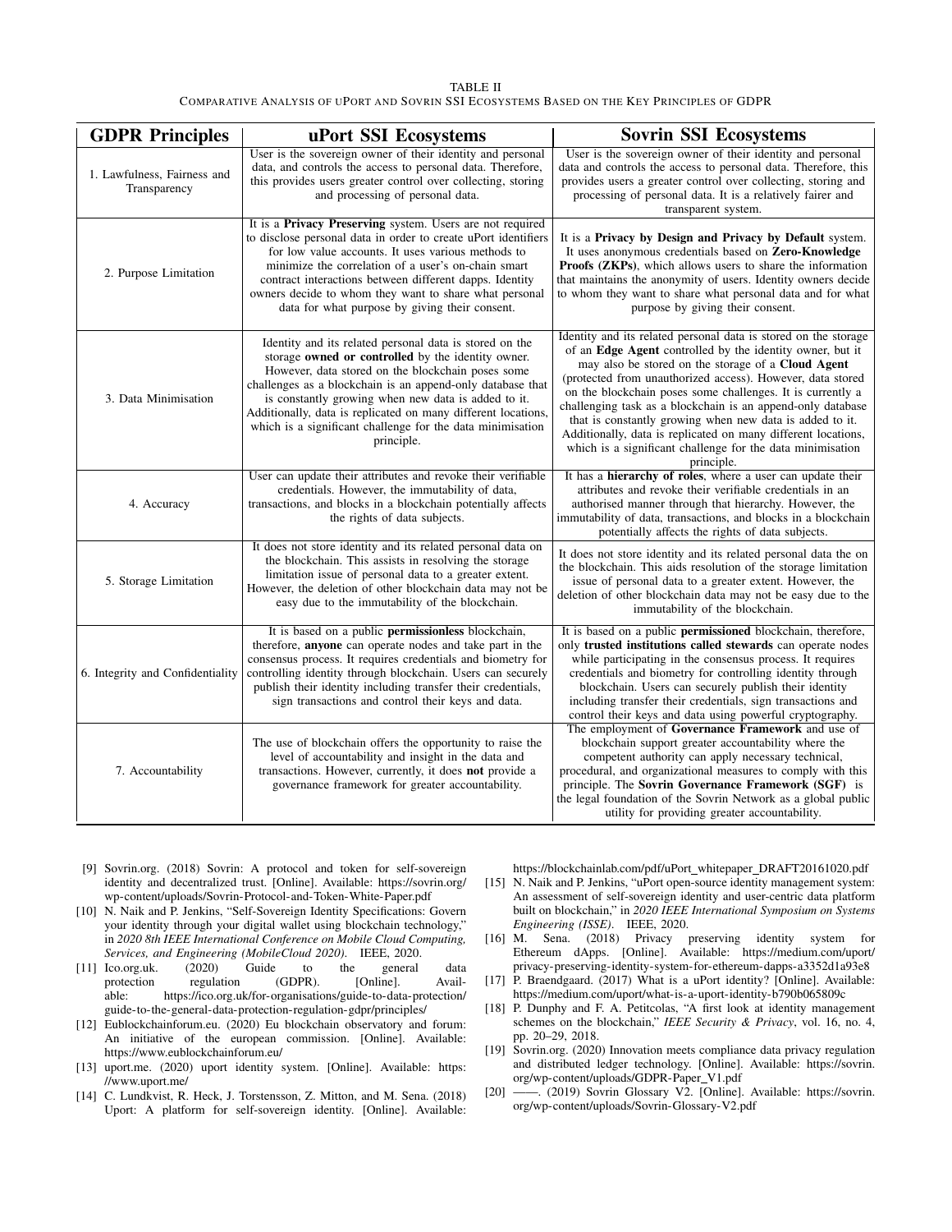TABLE II
COMPARATIVE ANALYSIS OF UPORT AND SOVRIN SSI ECOSYSTEMS BASED ON THE KEY PRINCIPLES OF GDPR

| GDPR Principles | uPort SSI Ecosystems | Sovrin SSI Ecosystems |
|---|---|---|
| 1. Lawfulness, Fairness and Transparency | User is the sovereign owner of their identity and personal data, and controls the access to personal data. Therefore, this provides users greater control over collecting, storing and processing of personal data. | User is the sovereign owner of their identity and personal data and controls the access to personal data. Therefore, this provides users a greater control over collecting, storing and processing of personal data. It is a relatively fairer and transparent system. |
| 2. Purpose Limitation | It is a **Privacy Preserving** system. Users are not required to disclose personal data in order to create uPort identifiers for low value accounts. It uses various methods to minimize the correlation of a user's on-chain smart contract interactions between different dapps. Identity owners decide to whom they want to share what personal data for what purpose by giving their consent. | It is a **Privacy by Design and Privacy by Default** system. It uses anonymous credentials based on **Zero-Knowledge Proofs (ZKPs)**, which allows users to share the information that maintains the anonymity of users. Identity owners decide to whom they want to share what personal data and for what purpose by giving their consent. |
| 3. Data Minimisation | Identity and its related personal data is stored on the storage **owned or controlled** by the identity owner. However, data stored on the blockchain poses some challenges as a blockchain is an append-only database that is constantly growing when new data is added to it. Additionally, data is replicated on many different locations, which is a significant challenge for the data minimisation principle. | Identity and its related personal data is stored on the storage of an **Edge Agent** controlled by the identity owner, but it may also be stored on the storage of a **Cloud Agent** (protected from unauthorized access). However, data stored on the blockchain poses some challenges. It is currently a challenging task as a blockchain is an append-only database that is constantly growing when new data is added to it. Additionally, data is replicated on many different locations, which is a significant challenge for the data minimisation principle. |
| 4. Accuracy | User can update their attributes and revoke their verifiable credentials. However, the immutability of data, transactions, and blocks in a blockchain potentially affects the rights of data subjects. | It has a **hierarchy of roles**, where a user can update their attributes and revoke their verifiable credentials in an authorised manner through that hierarchy. However, the immutability of data, transactions, and blocks in a blockchain potentially affects the rights of data subjects. |
| 5. Storage Limitation | It does not store identity and its related personal data on the blockchain. This assists in resolving the storage limitation issue of personal data to a greater extent. However, the deletion of other blockchain data may not be easy due to the immutability of the blockchain. | It does not store identity and its related personal data the on the blockchain. This aids resolution of the storage limitation issue of personal data to a greater extent. However, the deletion of other blockchain data may not be easy due to the immutability of the blockchain. |
| 6. Integrity and Confidentiality | It is based on a public **permissionless** blockchain, therefore, **anyone** can operate nodes and take part in the consensus process. It requires credentials and biometry for controlling identity through blockchain. Users can securely publish their identity including transfer their credentials, sign transactions and control their keys and data. | It is based on a public **permissioned** blockchain, therefore, only **trusted institutions called stewards** can operate nodes while participating in the consensus process. It requires credentials and biometry for controlling identity through blockchain. Users can securely publish their identity including transfer their credentials, sign transactions and control their keys and data using powerful cryptography. |
| 7. Accountability | The use of blockchain offers the opportunity to raise the level of accountability and insight in the data and transactions. However, currently, it does **not** provide a governance framework for greater accountability. | The employment of **Governance Framework** and use of blockchain support greater accountability where the competent authority can apply necessary technical, procedural, and organizational measures to comply with this principle. The **Sovrin Governance Framework (SGF)** is the legal foundation of the Sovrin Network as a global public utility for providing greater accountability. |

[9] Sovrin.org. (2018) Sovrin: A protocol and token for self-sovereign identity and decentralized trust. [Online]. Available: https://sovrin.org/wp-content/uploads/Sovrin-Protocol-and-Token-White-Paper.pdf

[10] N. Naik and P. Jenkins, "Self-Sovereign Identity Specifications: Govern your identity through your digital wallet using blockchain technology," in *2020 8th IEEE International Conference on Mobile Cloud Computing, Services, and Engineering (MobileCloud 2020)*. IEEE, 2020.

[11] Ico.org.uk. (2020) Guide to the general data protection regulation (GDPR). [Online]. Available: https://ico.org.uk/for-organisations/guide-to-data-protection/guide-to-the-general-data-protection-regulation-gdpr/principles/

[12] Eublockchainforum.eu. (2020) Eu blockchain observatory and forum: An initiative of the european commission. [Online]. Available: https://www.eublockchainforum.eu/

[13] uport.me. (2020) uport identity system. [Online]. Available: https://www.uport.me/

[14] C. Lundkvist, R. Heck, J. Torstensson, Z. Mitton, and M. Sena. (2018) Uport: A platform for self-sovereign identity. [Online]. Available: https://blockchainlab.com/pdf/uPort_whitepaper_DRAFT20161020.pdf

[15] N. Naik and P. Jenkins, "uPort open-source identity management system: An assessment of self-sovereign identity and user-centric data platform built on blockchain," in *2020 IEEE International Symposium on Systems Engineering (ISSE)*. IEEE, 2020.

[16] M. Sena. (2018) Privacy preserving identity system for Ethereum dApps. [Online]. Available: https://medium.com/uport/privacy-preserving-identity-system-for-ethereum-dapps-a3352d1a93e8

[17] P. Braendgaard. (2017) What is a uPort identity? [Online]. Available: https://medium.com/uport/what-is-a-uport-identity-b790b065809c

[18] P. Dunphy and F. A. Petitcolas, "A first look at identity management schemes on the blockchain," *IEEE Security & Privacy*, vol. 16, no. 4, pp. 20–29, 2018.

[19] Sovrin.org. (2020) Innovation meets compliance data privacy regulation and distributed ledger technology. [Online]. Available: https://sovrin.org/wp-content/uploads/GDPR-Paper_V1.pdf

[20] ——. (2019) Sovrin Glossary V2. [Online]. Available: https://sovrin.org/wp-content/uploads/Sovrin-Glossary-V2.pdf